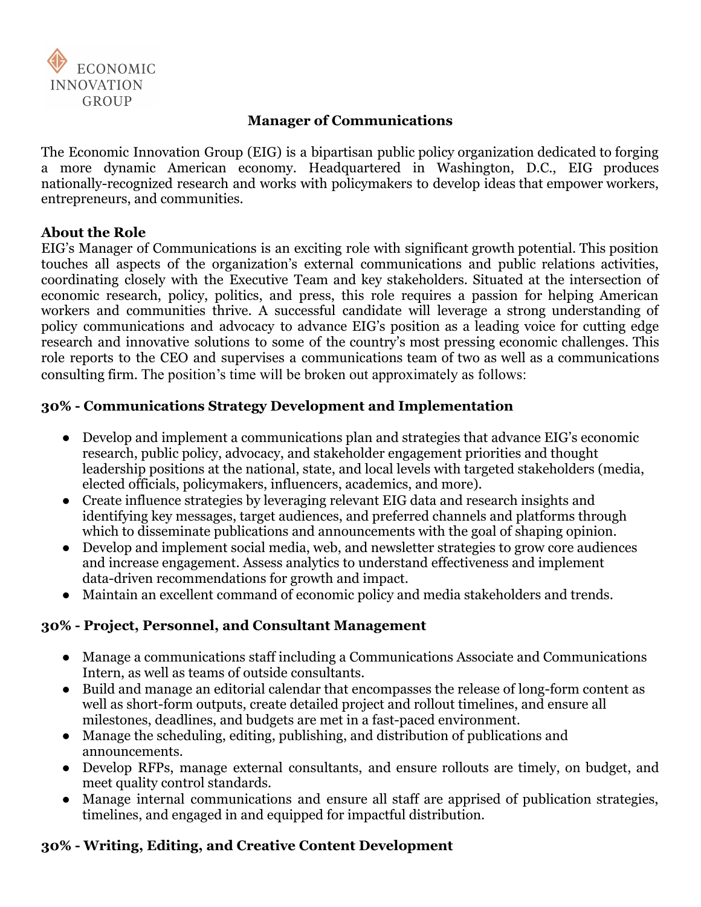ECONOMIC INNOVATION GROUP

# Manager of Communications

The Economic Innovation Group (EIG) is a bipartisan public policy organization dedicated to forging a more dynamic American economy. Headquartered in Washington, D.C., EIG produces nationally-recognized research and works with policymakers to develop ideas that empower workers, entrepreneurs, and communities.

## About the Role

EIG's Manager of Communications is an exciting role with significant growth potential. This position touches all aspects of the organization's external communications and public relations activities, coordinating closely with the Executive Team and key stakeholders. Situated at the intersection of economic research, policy, politics, and press, this role requires a passion for helping American workers and communities thrive. A successful candidate will leverage a strong understanding of policy communications and advocacy to advance EIG's position as a leading voice for cutting edge research and innovative solutions to some of the country's most pressing economic challenges. This role reports to the CEO and supervises a communications team of two as well as a communications consulting firm. The position's time will be broken out approximately as follows:

## 30% - Communications Strategy Development and Implementation

- Develop and implement a communications plan and strategies that advance EIG's economic research, public policy, advocacy, and stakeholder engagement priorities and thought leadership positions at the national, state, and local levels with targeted stakeholders (media, elected officials, policymakers, influencers, academics, and more).
- Create influence strategies by leveraging relevant EIG data and research insights and identifying key messages, target audiences, and preferred channels and platforms through which to disseminate publications and announcements with the goal of shaping opinion.
- Develop and implement social media, web, and newsletter strategies to grow core audiences and increase engagement. Assess analytics to understand effectiveness and implement data-driven recommendations for growth and impact.
- Maintain an excellent command of economic policy and media stakeholders and trends.

## 30% - Project, Personnel, and Consultant Management

- Manage a communications staff including a Communications Associate and Communications Intern, as well as teams of outside consultants.
- Build and manage an editorial calendar that encompasses the release of long-form content as well as short-form outputs, create detailed project and rollout timelines, and ensure all milestones, deadlines, and budgets are met in a fast-paced environment.
- Manage the scheduling, editing, publishing, and distribution of publications and announcements.
- Develop RFPs, manage external consultants, and ensure rollouts are timely, on budget, and meet quality control standards.
- Manage internal communications and ensure all staff are apprised of publication strategies, timelines, and engaged in and equipped for impactful distribution.

## 30% - Writing, Editing, and Creative Content Development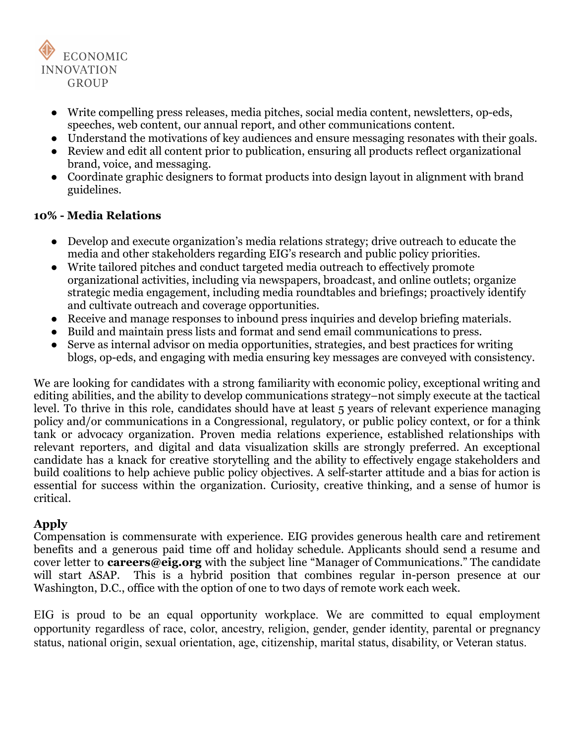- Write compelling press releases, media pitches, social media content, newsletters, op-eds, speeches, web content, our annual report, and other communications content.
- Understand the motivations of key audiences and ensure messaging resonates with their goals.
- Review and edit all content prior to publication, ensuring all products reflect organizational brand, voice, and messaging.
- Coordinate graphic designers to format products into design layout in alignment with brand guidelines.

**10% - Media Relations**

- Develop and execute organization's media relations strategy; drive outreach to educate the media and other stakeholders regarding EIG's research and public policy priorities.
- Write tailored pitches and conduct targeted media outreach to effectively promote organizational activities, including via newspapers, broadcast, and online outlets; organize strategic media engagement, including media roundtables and briefings; proactively identify and cultivate outreach and coverage opportunities.
- Receive and manage responses to inbound press inquiries and develop briefing materials.
- Build and maintain press lists and format and send email communications to press.
- Serve as internal advisor on media opportunities, strategies, and best practices for writing blogs, op-eds, and engaging with media ensuring key messages are conveyed with consistency.

We are looking for candidates with a strong familiarity with economic policy, exceptional writing and editing abilities, and the ability to develop communications strategy–not simply execute at the tactical level. To thrive in this role, candidates should have at least 5 years of relevant experience managing policy and/or communications in a Congressional, regulatory, or public policy context, or for a think tank or advocacy organization. Proven media relations experience, established relationships with relevant reporters, and digital and data visualization skills are strongly preferred. An exceptional candidate has a knack for creative storytelling and the ability to effectively engage stakeholders and build coalitions to help achieve public policy objectives. A self-starter attitude and a bias for action is essential for success within the organization. Curiosity, creative thinking, and a sense of humor is critical.

**Apply**

Compensation is commensurate with experience. EIG provides generous health care and retirement benefits and a generous paid time off and holiday schedule. Applicants should send a resume and cover letter to **careers@eig.org** with the subject line "Manager of Communications." The candidate will start ASAP. This is a hybrid position that combines regular in-person presence at our Washington, D.C., office with the option of one to two days of remote work each week.

EIG is proud to be an equal opportunity workplace. We are committed to equal employment opportunity regardless of race, color, ancestry, religion, gender, gender identity, parental or pregnancy status, national origin, sexual orientation, age, citizenship, marital status, disability, or Veteran status.